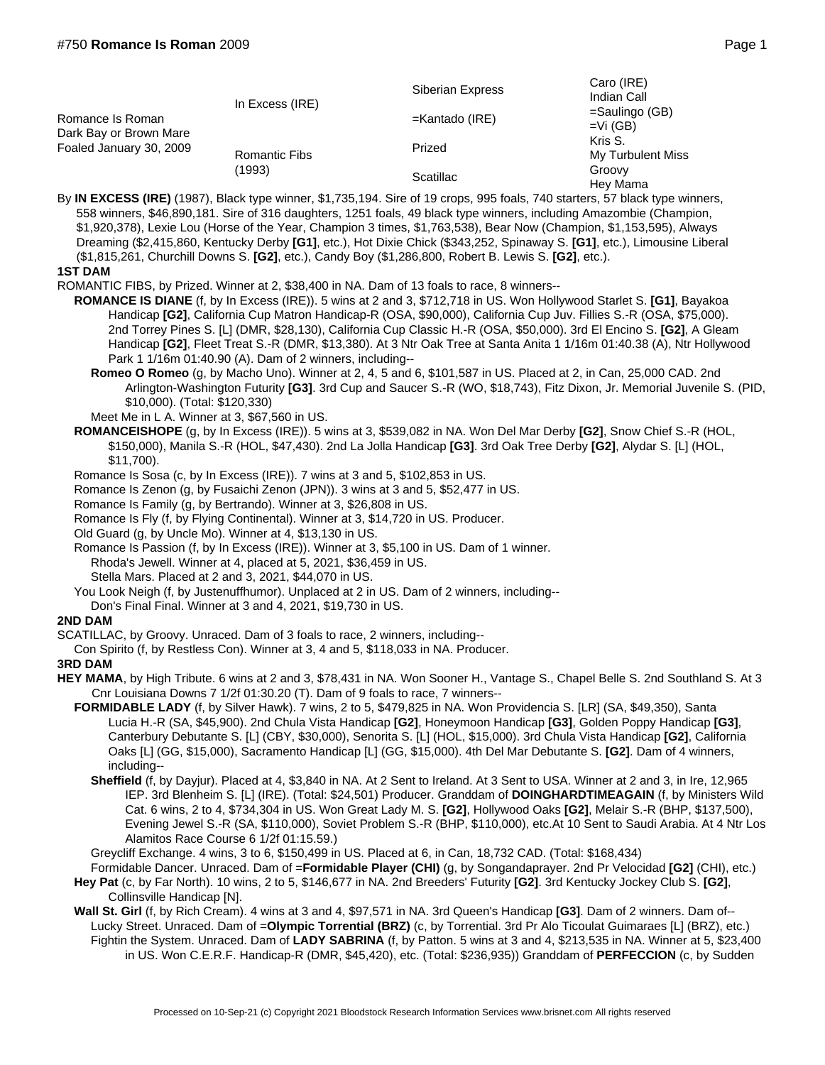# #750 **Romance Is Roman** 2009

| | | | |
|---|---|---|---|
| Romance Is Roman<br>Dark Bay or Brown Mare<br>Foaled January 30, 2009 | In Excess (IRE) | Siberian Express | Caro (IRE)<br>Indian Call |
| | | =Kantado (IRE) | =Saulingo (GB)<br>=Vi (GB) |
| | Romantic Fibs<br>(1993) | Prized | Kris S.<br>My Turbulent Miss |
| | | Scatillac | Groovy<br>Hey Mama |

By **IN EXCESS (IRE)** (1987), Black type winner, $1,735,194. Sire of 19 crops, 995 foals, 740 starters, 57 black type winners, 558 winners, $46,890,181. Sire of 316 daughters, 1251 foals, 49 black type winners, including Amazombie (Champion, $1,920,378), Lexie Lou (Horse of the Year, Champion 3 times, $1,763,538), Bear Now (Champion, $1,153,595), Always Dreaming ($2,415,860, Kentucky Derby **[G1]**, etc.), Hot Dixie Chick ($343,252, Spinaway S. **[G1]**, etc.), Limousine Liberal ($1,815,261, Churchill Downs S. **[G2]**, etc.), Candy Boy ($1,286,800, Robert B. Lewis S. **[G2]**, etc.).

**1ST DAM**

ROMANTIC FIBS, by Prized. Winner at 2, $38,400 in NA. Dam of 13 foals to race, 8 winners--

**ROMANCE IS DIANE** (f, by In Excess (IRE)). 5 wins at 2 and 3, $712,718 in US. Won Hollywood Starlet S. **[G1]**, Bayakoa Handicap **[G2]**, California Cup Matron Handicap-R (OSA, $90,000), California Cup Juv. Fillies S.-R (OSA, $75,000). 2nd Torrey Pines S. [L] (DMR, $28,130), California Cup Classic H.-R (OSA, $50,000). 3rd El Encino S. **[G2]**, A Gleam Handicap **[G2]**, Fleet Treat S.-R (DMR, $13,380). At 3 Ntr Oak Tree at Santa Anita 1 1/16m 01:40.38 (A), Ntr Hollywood Park 1 1/16m 01:40.90 (A). Dam of 2 winners, including--

**Romeo O Romeo** (g, by Macho Uno). Winner at 2, 4, 5 and 6, $101,587 in US. Placed at 2, in Can, 25,000 CAD. 2nd Arlington-Washington Futurity **[G3]**. 3rd Cup and Saucer S.-R (WO, $18,743), Fitz Dixon, Jr. Memorial Juvenile S. (PID, $10,000). (Total: $120,330)

Meet Me in L A. Winner at 3, $67,560 in US.

**ROMANCEISHOPE** (g, by In Excess (IRE)). 5 wins at 3, $539,082 in NA. Won Del Mar Derby **[G2]**, Snow Chief S.-R (HOL, $150,000), Manila S.-R (HOL, $47,430). 2nd La Jolla Handicap **[G3]**. 3rd Oak Tree Derby **[G2]**, Alydar S. [L] (HOL, $11,700).

Romance Is Sosa (c, by In Excess (IRE)). 7 wins at 3 and 5, $102,853 in US.

Romance Is Zenon (g, by Fusaichi Zenon (JPN)). 3 wins at 3 and 5, $52,477 in US.

Romance Is Family (g, by Bertrando). Winner at 3, $26,808 in US.

Romance Is Fly (f, by Flying Continental). Winner at 3, $14,720 in US. Producer.

Old Guard (g, by Uncle Mo). Winner at 4, $13,130 in US.

Romance Is Passion (f, by In Excess (IRE)). Winner at 3, $5,100 in US. Dam of 1 winner.

Rhoda's Jewell. Winner at 4, placed at 5, 2021, $36,459 in US.

Stella Mars. Placed at 2 and 3, 2021, $44,070 in US.

You Look Neigh (f, by Justenuffhumor). Unplaced at 2 in US. Dam of 2 winners, including--

Don's Final Final. Winner at 3 and 4, 2021, $19,730 in US.

**2ND DAM**

SCATILLAC, by Groovy. Unraced. Dam of 3 foals to race, 2 winners, including--

Con Spirito (f, by Restless Con). Winner at 3, 4 and 5, $118,033 in NA. Producer.

**3RD DAM**

**HEY MAMA**, by High Tribute. 6 wins at 2 and 3, $78,431 in NA. Won Sooner H., Vantage S., Chapel Belle S. 2nd Southland S. At 3 Cnr Louisiana Downs 7 1/2f 01:30.20 (T). Dam of 9 foals to race, 7 winners--

**FORMIDABLE LADY** (f, by Silver Hawk). 7 wins, 2 to 5, $479,825 in NA. Won Providencia S. [LR] (SA, $49,350), Santa Lucia H.-R (SA, $45,900). 2nd Chula Vista Handicap **[G2]**, Honeymoon Handicap **[G3]**, Golden Poppy Handicap **[G3]**, Canterbury Debutante S. [L] (CBY, $30,000), Senorita S. [L] (HOL, $15,000). 3rd Chula Vista Handicap **[G2]**, California Oaks [L] (GG, $15,000), Sacramento Handicap [L] (GG, $15,000). 4th Del Mar Debutante S. **[G2]**. Dam of 4 winners, including--

**Sheffield** (f, by Dayjur). Placed at 4, $3,840 in NA. At 2 Sent to Ireland. At 3 Sent to USA. Winner at 2 and 3, in Ire, 12,965 IEP. 3rd Blenheim S. [L] (IRE). (Total: $24,501) Producer. Granddam of **DOINGHARDTIMEAGAIN** (f, by Ministers Wild Cat. 6 wins, 2 to 4, $734,304 in US. Won Great Lady M. S. **[G2]**, Hollywood Oaks **[G2]**, Melair S.-R (BHP, $137,500), Evening Jewel S.-R (SA, $110,000), Soviet Problem S.-R (BHP, $110,000), etc.At 10 Sent to Saudi Arabia. At 4 Ntr Los Alamitos Race Course 6 1/2f 01:15.59.)

Greycliff Exchange. 4 wins, 3 to 6, $150,499 in US. Placed at 6, in Can, 18,732 CAD. (Total: $168,434)

Formidable Dancer. Unraced. Dam of =**Formidable Player (CHI)** (g, by Songandaprayer. 2nd Pr Velocidad **[G2]** (CHI), etc.)

**Hey Pat** (c, by Far North). 10 wins, 2 to 5, $146,677 in NA. 2nd Breeders' Futurity **[G2]**. 3rd Kentucky Jockey Club S. **[G2]**, Collinsville Handicap [N].

**Wall St. Girl** (f, by Rich Cream). 4 wins at 3 and 4, $97,571 in NA. 3rd Queen's Handicap **[G3]**. Dam of 2 winners. Dam of--

Lucky Street. Unraced. Dam of =**Olympic Torrential (BRZ)** (c, by Torrential. 3rd Pr Alo Ticoulat Guimaraes [L] (BRZ), etc.)

Fightin the System. Unraced. Dam of **LADY SABRINA** (f, by Patton. 5 wins at 3 and 4, $213,535 in NA. Winner at 5, $23,400 in US. Won C.E.R.F. Handicap-R (DMR, $45,420), etc. (Total: $236,935)) Granddam of **PERFECCION** (c, by Sudden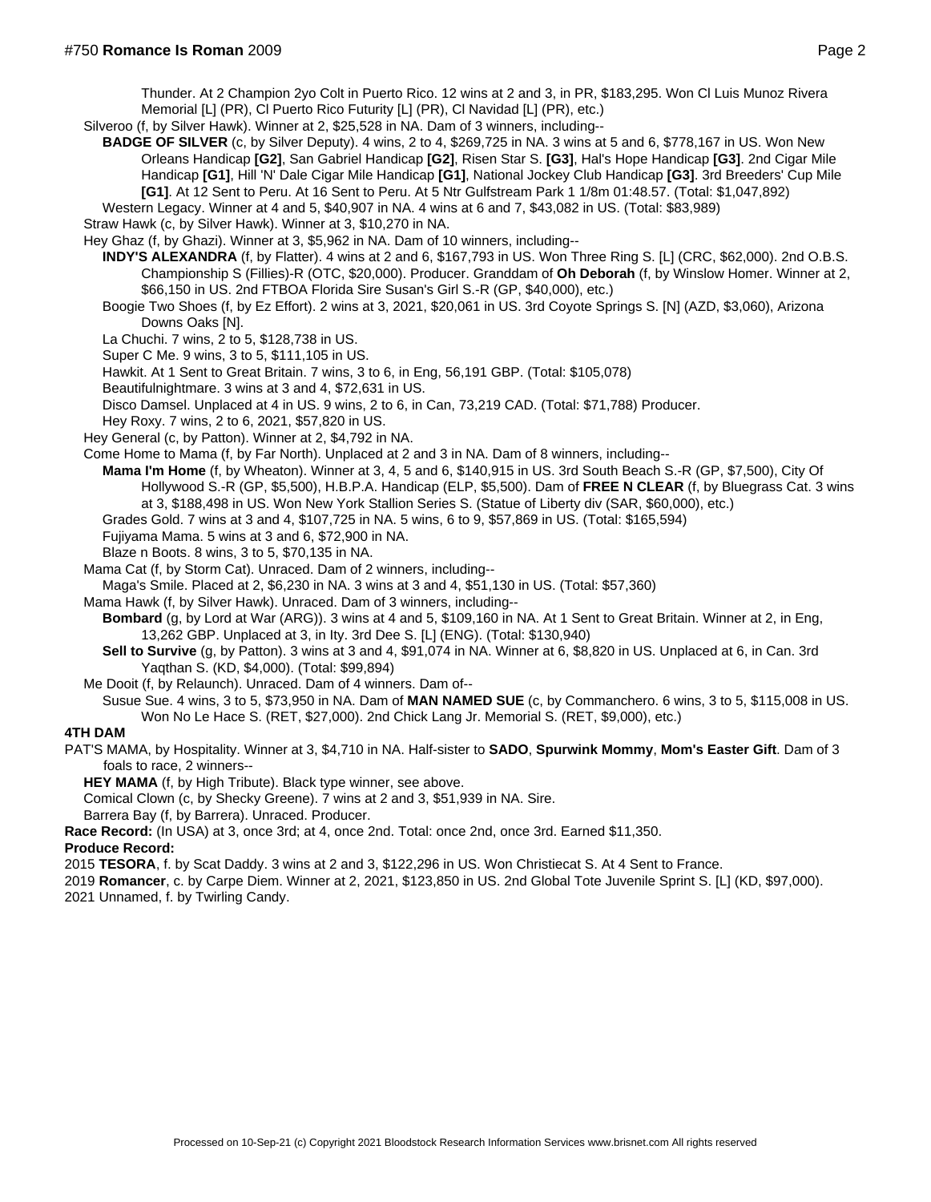Thunder. At 2 Champion 2yo Colt in Puerto Rico. 12 wins at 2 and 3, in PR, $183,295. Won Cl Luis Munoz Rivera Memorial [L] (PR), Cl Puerto Rico Futurity [L] (PR), Cl Navidad [L] (PR), etc.)

Silveroo (f, by Silver Hawk). Winner at 2, $25,528 in NA. Dam of 3 winners, including--

**BADGE OF SILVER** (c, by Silver Deputy). 4 wins, 2 to 4, $269,725 in NA. 3 wins at 5 and 6, $778,167 in US. Won New Orleans Handicap **[G2]**, San Gabriel Handicap **[G2]**, Risen Star S. **[G3]**, Hal's Hope Handicap **[G3]**. 2nd Cigar Mile Handicap **[G1]**, Hill 'N' Dale Cigar Mile Handicap **[G1]**, National Jockey Club Handicap **[G3]**. 3rd Breeders' Cup Mile **[G1]**. At 12 Sent to Peru. At 16 Sent to Peru. At 5 Ntr Gulfstream Park 1 1/8m 01:48.57. (Total: $1,047,892)

Western Legacy. Winner at 4 and 5, $40,907 in NA. 4 wins at 6 and 7, $43,082 in US. (Total: $83,989)

Straw Hawk (c, by Silver Hawk). Winner at 3, $10,270 in NA.

Hey Ghaz (f, by Ghazi). Winner at 3, $5,962 in NA. Dam of 10 winners, including--

**INDY'S ALEXANDRA** (f, by Flatter). 4 wins at 2 and 6, $167,793 in US. Won Three Ring S. [L] (CRC, $62,000). 2nd O.B.S. Championship S (Fillies)-R (OTC, $20,000). Producer. Granddam of **Oh Deborah** (f, by Winslow Homer. Winner at 2, $66,150 in US. 2nd FTBOA Florida Sire Susan's Girl S.-R (GP, $40,000), etc.)

Boogie Two Shoes (f, by Ez Effort). 2 wins at 3, 2021, $20,061 in US. 3rd Coyote Springs S. [N] (AZD, $3,060), Arizona Downs Oaks [N].

La Chuchi. 7 wins, 2 to 5, $128,738 in US.

Super C Me. 9 wins, 3 to 5, $111,105 in US.

Hawkit. At 1 Sent to Great Britain. 7 wins, 3 to 6, in Eng, 56,191 GBP. (Total: $105,078)

Beautifulnightmare. 3 wins at 3 and 4, $72,631 in US.

Disco Damsel. Unplaced at 4 in US. 9 wins, 2 to 6, in Can, 73,219 CAD. (Total: $71,788) Producer.

Hey Roxy. 7 wins, 2 to 6, 2021, $57,820 in US.

Hey General (c, by Patton). Winner at 2, $4,792 in NA.

Come Home to Mama (f, by Far North). Unplaced at 2 and 3 in NA. Dam of 8 winners, including--

**Mama I'm Home** (f, by Wheaton). Winner at 3, 4, 5 and 6, $140,915 in US. 3rd South Beach S.-R (GP, $7,500), City Of Hollywood S.-R (GP, $5,500), H.B.P.A. Handicap (ELP, $5,500). Dam of **FREE N CLEAR** (f, by Bluegrass Cat. 3 wins at 3, $188,498 in US. Won New York Stallion Series S. (Statue of Liberty div (SAR, $60,000), etc.)

Grades Gold. 7 wins at 3 and 4, $107,725 in NA. 5 wins, 6 to 9, $57,869 in US. (Total: $165,594)

Fujiyama Mama. 5 wins at 3 and 6, $72,900 in NA.

Blaze n Boots. 8 wins, 3 to 5, $70,135 in NA.

Mama Cat (f, by Storm Cat). Unraced. Dam of 2 winners, including--

Maga's Smile. Placed at 2, $6,230 in NA. 3 wins at 3 and 4, $51,130 in US. (Total: $57,360)

Mama Hawk (f, by Silver Hawk). Unraced. Dam of 3 winners, including--

**Bombard** (g, by Lord at War (ARG)). 3 wins at 4 and 5, $109,160 in NA. At 1 Sent to Great Britain. Winner at 2, in Eng, 13,262 GBP. Unplaced at 3, in Ity. 3rd Dee S. [L] (ENG). (Total: $130,940)

**Sell to Survive** (g, by Patton). 3 wins at 3 and 4, $91,074 in NA. Winner at 6, $8,820 in US. Unplaced at 6, in Can. 3rd Yaqthan S. (KD, $4,000). (Total: $99,894)

Me Dooit (f, by Relaunch). Unraced. Dam of 4 winners. Dam of--

Susue Sue. 4 wins, 3 to 5, $73,950 in NA. Dam of **MAN NAMED SUE** (c, by Commanchero. 6 wins, 3 to 5, $115,008 in US. Won No Le Hace S. (RET, $27,000). 2nd Chick Lang Jr. Memorial S. (RET, $9,000), etc.)

**4TH DAM**

PAT'S MAMA, by Hospitality. Winner at 3, $4,710 in NA. Half-sister to **SADO**, **Spurwink Mommy**, **Mom's Easter Gift**. Dam of 3 foals to race, 2 winners--

**HEY MAMA** (f, by High Tribute). Black type winner, see above.

Comical Clown (c, by Shecky Greene). 7 wins at 2 and 3, $51,939 in NA. Sire.

Barrera Bay (f, by Barrera). Unraced. Producer.

**Race Record:** (In USA) at 3, once 3rd; at 4, once 2nd. Total: once 2nd, once 3rd. Earned $11,350.

**Produce Record:**

2015 **TESORA**, f. by Scat Daddy. 3 wins at 2 and 3, $122,296 in US. Won Christiecat S. At 4 Sent to France.

2019 **Romancer**, c. by Carpe Diem. Winner at 2, 2021, $123,850 in US. 2nd Global Tote Juvenile Sprint S. [L] (KD, $97,000).

2021 Unnamed, f. by Twirling Candy.